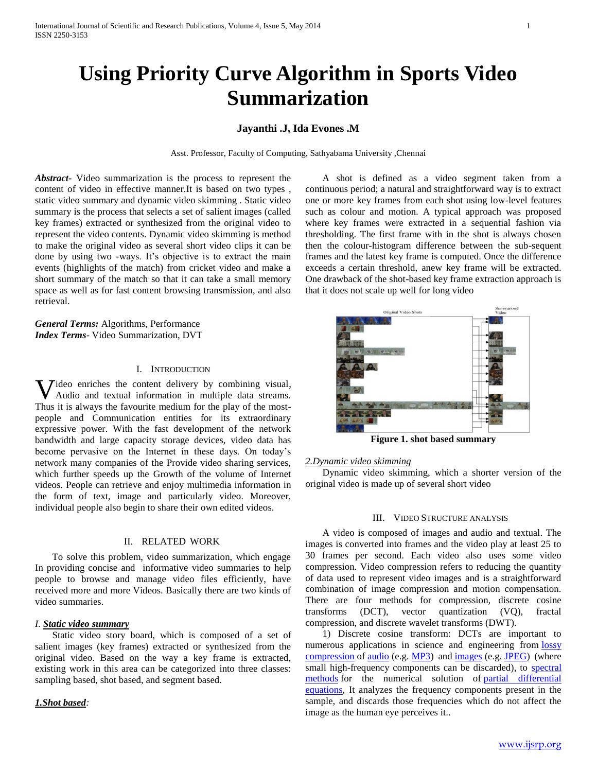# Using Priority Curve Algorithm in Sports Video Summarization

**Jayanthi .J, Ida Evones .M**

Asst. Professor, Faculty of Computing, Sathyabama University ,Chennai

***Abstract***- Video summarization is the process to represent the content of video in effective manner.It is based on two types , static video summary and dynamic video skimming . Static video summary is the process that selects a set of salient images (called key frames) extracted or synthesized from the original video to represent the video contents. Dynamic video skimming is method to make the original video as several short video clips it can be done by using two -ways. It's objective is to extract the main events (highlights of the match) from cricket video and make a short summary of the match so that it can take a small memory space as well as for fast content browsing transmission, and also retrieval.

***General Terms:*** Algorithms, Performance
***Index Terms***- Video Summarization, DVT

## I. Introduction

Video enriches the content delivery by combining visual, Audio and textual information in multiple data streams. Thus it is always the favourite medium for the play of the most-people and Communication entities for its extraordinary expressive power. With the fast development of the network bandwidth and large capacity storage devices, video data has become pervasive on the Internet in these days. On today's network many companies of the Provide video sharing services, which further speeds up the Growth of the volume of Internet videos. People can retrieve and enjoy multimedia information in the form of text, image and particularly video. Moreover, individual people also begin to share their own edited videos.

## II. Related Work

To solve this problem, video summarization, which engage In providing concise and informative video summaries to help people to browse and manage video files efficiently, have received more and more Videos. Basically there are two kinds of video summaries.

### *I.* ***Static video summary***

Static video story board, which is composed of a set of salient images (key frames) extracted or synthesized from the original video. Based on the way a key frame is extracted, existing work in this area can be categorized into three classes: sampling based, shot based, and segment based.

#### ***1.Shot based****:*

A shot is defined as a video segment taken from a continuous period; a natural and straightforward way is to extract one or more key frames from each shot using low-level features such as colour and motion. A typical approach was proposed where key frames were extracted in a sequential fashion via thresholding. The first frame with in the shot is always chosen then the colour-histogram difference between the sub-sequent frames and the latest key frame is computed. Once the difference exceeds a certain threshold, anew key frame will be extracted. One drawback of the shot-based key frame extraction approach is that it does not scale up well for long video

**Figure 1. shot based summary**

#### *2.Dynamic video skimming*

Dynamic video skimming, which a shorter version of the original video is made up of several short video

## III. Video Structure Analysis

A video is composed of images and audio and textual. The images is converted into frames and the video play at least 25 to 30 frames per second. Each video also uses some video compression. Video compression refers to reducing the quantity of data used to represent video images and is a straightforward combination of image compression and motion compensation. There are four methods for compression, discrete cosine transforms (DCT), vector quantization (VQ), fractal compression, and discrete wavelet transforms (DWT).

1) Discrete cosine transform: DCTs are important to numerous applications in science and engineering from lossy compression of audio (e.g. MP3) and images (e.g. JPEG) (where small high-frequency components can be discarded), to spectral methods for the numerical solution of partial differential equations, It analyzes the frequency components present in the sample, and discards those frequencies which do not affect the image as the human eye perceives it..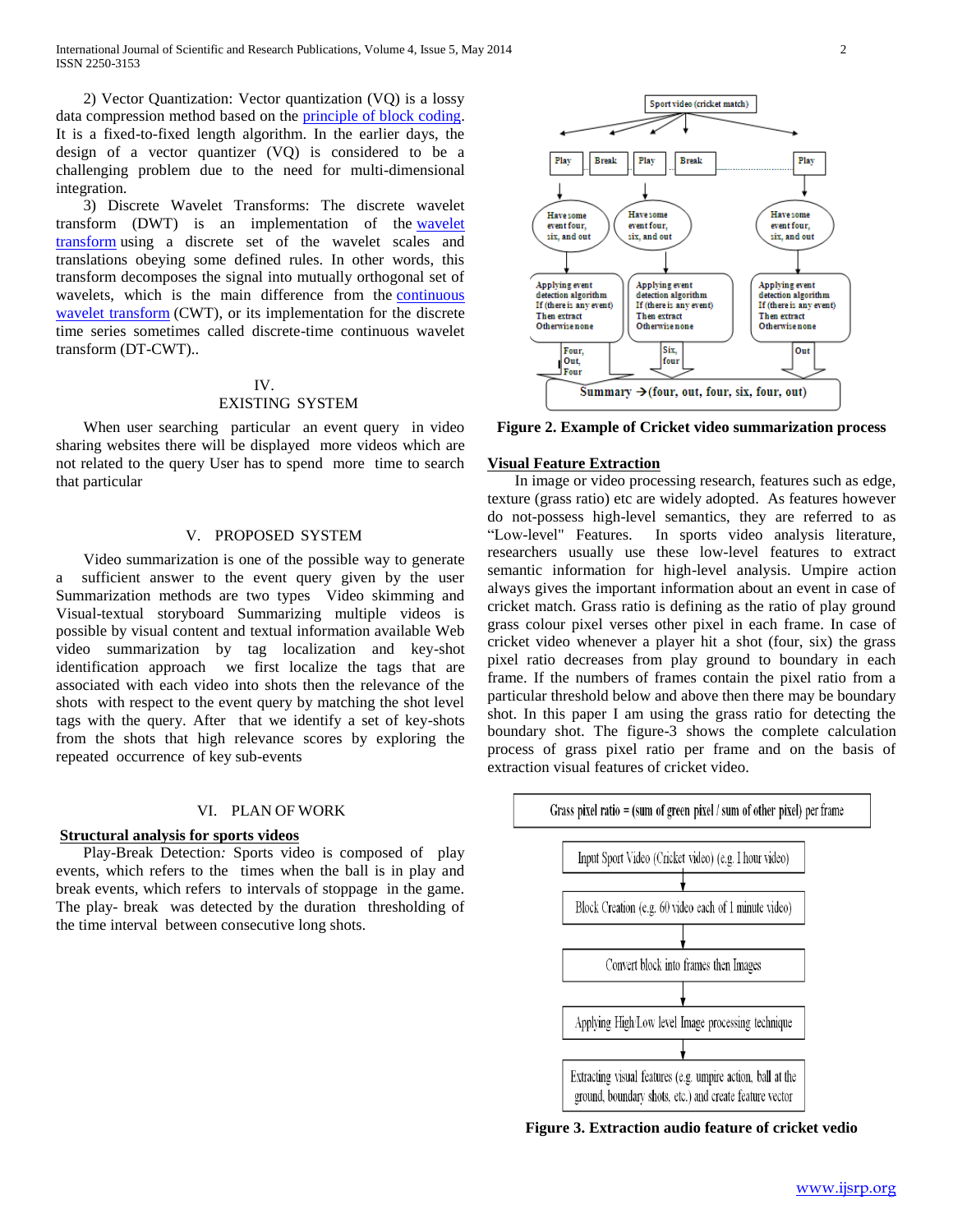2) Vector Quantization: Vector quantization (VQ) is a lossy data compression method based on the principle of block coding. It is a fixed-to-fixed length algorithm. In the earlier days, the design of a vector quantizer (VQ) is considered to be a challenging problem due to the need for multi-dimensional integration.

3) Discrete Wavelet Transforms: The discrete wavelet transform (DWT) is an implementation of the wavelet transform using a discrete set of the wavelet scales and translations obeying some defined rules. In other words, this transform decomposes the signal into mutually orthogonal set of wavelets, which is the main difference from the continuous wavelet transform (CWT), or its implementation for the discrete time series sometimes called discrete-time continuous wavelet transform (DT-CWT)..

## IV. EXISTING SYSTEM

When user searching particular an event query in video sharing websites there will be displayed more videos which are not related to the query User has to spend more time to search that particular

## V. PROPOSED SYSTEM

Video summarization is one of the possible way to generate a sufficient answer to the event query given by the user Summarization methods are two types Video skimming and Visual-textual storyboard Summarizing multiple videos is possible by visual content and textual information available Web video summarization by tag localization and key-shot identification approach we first localize the tags that are associated with each video into shots then the relevance of the shots with respect to the event query by matching the shot level tags with the query. After that we identify a set of key-shots from the shots that high relevance scores by exploring the repeated occurrence of key sub-events

## VI. PLAN OF WORK

### Structural analysis for sports videos

Play-Break Detection*:* Sports video is composed of play events, which refers to the times when the ball is in play and break events, which refers to intervals of stoppage in the game. The play- break was detected by the duration thresholding of the time interval between consecutive long shots.

Sport video (cricket match)

Play | Break | Play | Break | Play

Have some event four, six, and out

Applying event detection algorithm If (there is any event) Then extract Otherwise none

Four, Out, Four | Six, four | Out

Summary →(four, out, four, six, four, out)

**Figure 2. Example of Cricket video summarization process**

### Visual Feature Extraction

In image or video processing research, features such as edge, texture (grass ratio) etc are widely adopted. As features however do not-possess high-level semantics, they are referred to as "Low-level" Features. In sports video analysis literature, researchers usually use these low-level features to extract semantic information for high-level analysis. Umpire action always gives the important information about an event in case of cricket match. Grass ratio is defining as the ratio of play ground grass colour pixel verses other pixel in each frame. In case of cricket video whenever a player hit a shot (four, six) the grass pixel ratio decreases from play ground to boundary in each frame. If the numbers of frames contain the pixel ratio from a particular threshold below and above then there may be boundary shot. In this paper I am using the grass ratio for detecting the boundary shot. The figure-3 shows the complete calculation process of grass pixel ratio per frame and on the basis of extraction visual features of cricket video.

Grass pixel ratio = (sum of green pixel / sum of other pixel) per frame

Input Sport Video (Cricket video) (e.g. I hour video)
↓
Block Creation (e.g. 60 video each of 1 minute video)
↓
Convert block into frames then Images
↓
Applying High/Low level Image processing technique
↓
Extracting visual features (e.g. umpire action, ball at the ground, boundary shots, etc.) and create feature vector

**Figure 3. Extraction audio feature of cricket vedio**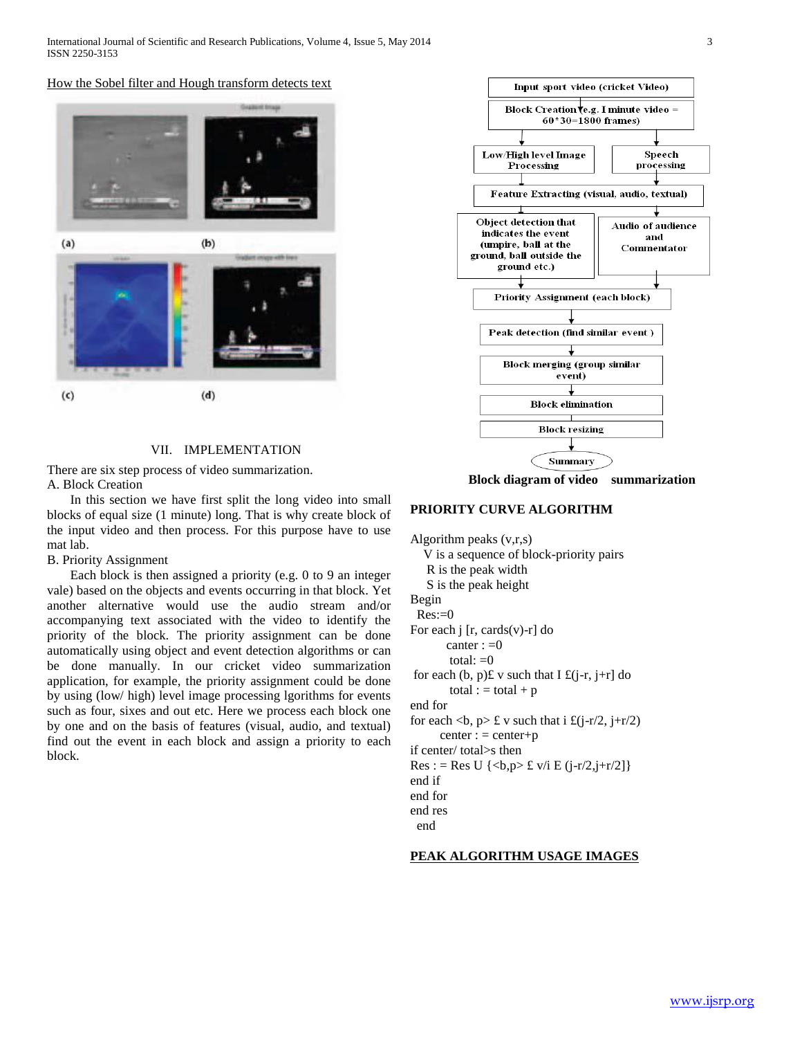How the Sobel filter and Hough transform detects text

(a) (b)

(c) (d)

## VII. IMPLEMENTATION

There are six step process of video summarization.

A. Block Creation

In this section we have first split the long video into small blocks of equal size (1 minute) long. That is why create block of the input video and then process. For this purpose have to use mat lab.

B. Priority Assignment

Each block is then assigned a priority (e.g. 0 to 9 an integer vale) based on the objects and events occurring in that block. Yet another alternative would use the audio stream and/or accompanying text associated with the video to identify the priority of the block. The priority assignment can be done automatically using object and event detection algorithms or can be done manually. In our cricket video summarization application, for example, the priority assignment could be done by using (low/ high) level image processing lgorithms for events such as four, sixes and out etc. Here we process each block one by one and on the basis of features (visual, audio, and textual) find out the event in each block and assign a priority to each block.

Input sport video (cricket Video)

Block Creation (e.g. I minute video = 60*30=1800 frames)

Low/High level Image Processing

Speech processing

Feature Extracting (visual, audio, textual)

Object detection that indicates the event (umpire, ball at the ground, ball outside the ground etc.)

Audio of audience and Commentator

Priority Assignment (each block)

Peak detection (find similar event )

Block merging (group similar event)

Block elimination

Block resizing

Summary

**Block diagram of video summarization**

## PRIORITY CURVE ALGORITHM

Algorithm peaks (v,r,s)
V is a sequence of block-priority pairs
R is the peak width
S is the peak height
Begin
Res:=0
For each j [r, cards(v)-r] do
canter : =0
total: =0
for each (b, p)£ v such that I £(j-r, j+r] do
total : = total + p
end for
for each <b, p> £ v such that i £(j-r/2, j+r/2)
center : = center+p
if center/ total>s then
Res : = Res U {<b,p> £ v/i E (j-r/2,j+r/2]}
end if
end for
end res
end

## PEAK ALGORITHM USAGE IMAGES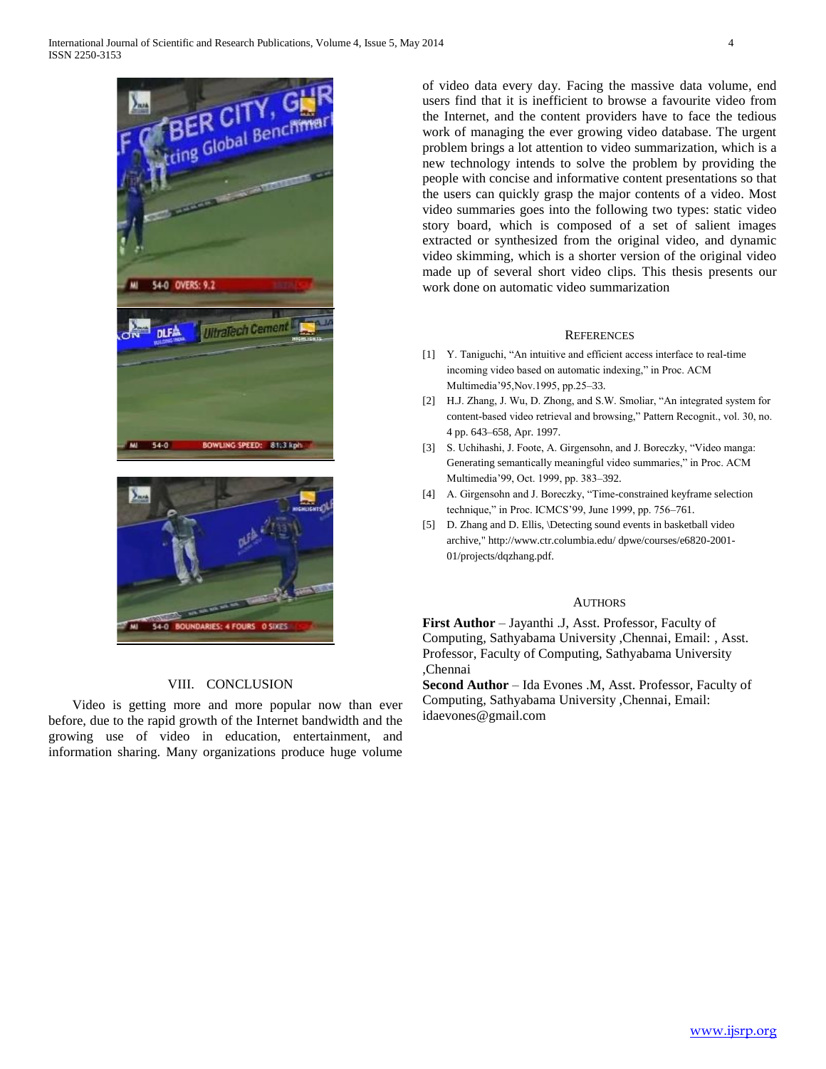## VIII. CONCLUSION

Video is getting more and more popular now than ever before, due to the rapid growth of the Internet bandwidth and the growing use of video in education, entertainment, and information sharing. Many organizations produce huge volume of video data every day. Facing the massive data volume, end users find that it is inefficient to browse a favourite video from the Internet, and the content providers have to face the tedious work of managing the ever growing video database. The urgent problem brings a lot attention to video summarization, which is a new technology intends to solve the problem by providing the people with concise and informative content presentations so that the users can quickly grasp the major contents of a video. Most video summaries goes into the following two types: static video story board, which is composed of a set of salient images extracted or synthesized from the original video, and dynamic video skimming, which is a shorter version of the original video made up of several short video clips. This thesis presents our work done on automatic video summarization

## REFERENCES

[1] Y. Taniguchi, "An intuitive and efficient access interface to real-time incoming video based on automatic indexing," in Proc. ACM Multimedia'95,Nov.1995, pp.25–33.

[2] H.J. Zhang, J. Wu, D. Zhong, and S.W. Smoliar, "An integrated system for content-based video retrieval and browsing," Pattern Recognit., vol. 30, no. 4 pp. 643–658, Apr. 1997.

[3] S. Uchihashi, J. Foote, A. Girgensohn, and J. Boreczky, "Video manga: Generating semantically meaningful video summaries," in Proc. ACM Multimedia'99, Oct. 1999, pp. 383–392.

[4] A. Girgensohn and J. Boreczky, "Time-constrained keyframe selection technique," in Proc. ICMCS'99, June 1999, pp. 756–761.

[5] D. Zhang and D. Ellis, \Detecting sound events in basketball video archive," http://www.ctr.columbia.edu/ dpwe/courses/e6820-2001-01/projects/dqzhang.pdf.

## AUTHORS

**First Author** – Jayanthi .J, Asst. Professor, Faculty of Computing, Sathyabama University ,Chennai, Email: , Asst. Professor, Faculty of Computing, Sathyabama University ,Chennai

**Second Author** – Ida Evones .M, Asst. Professor, Faculty of Computing, Sathyabama University ,Chennai, Email: idaevones@gmail.com